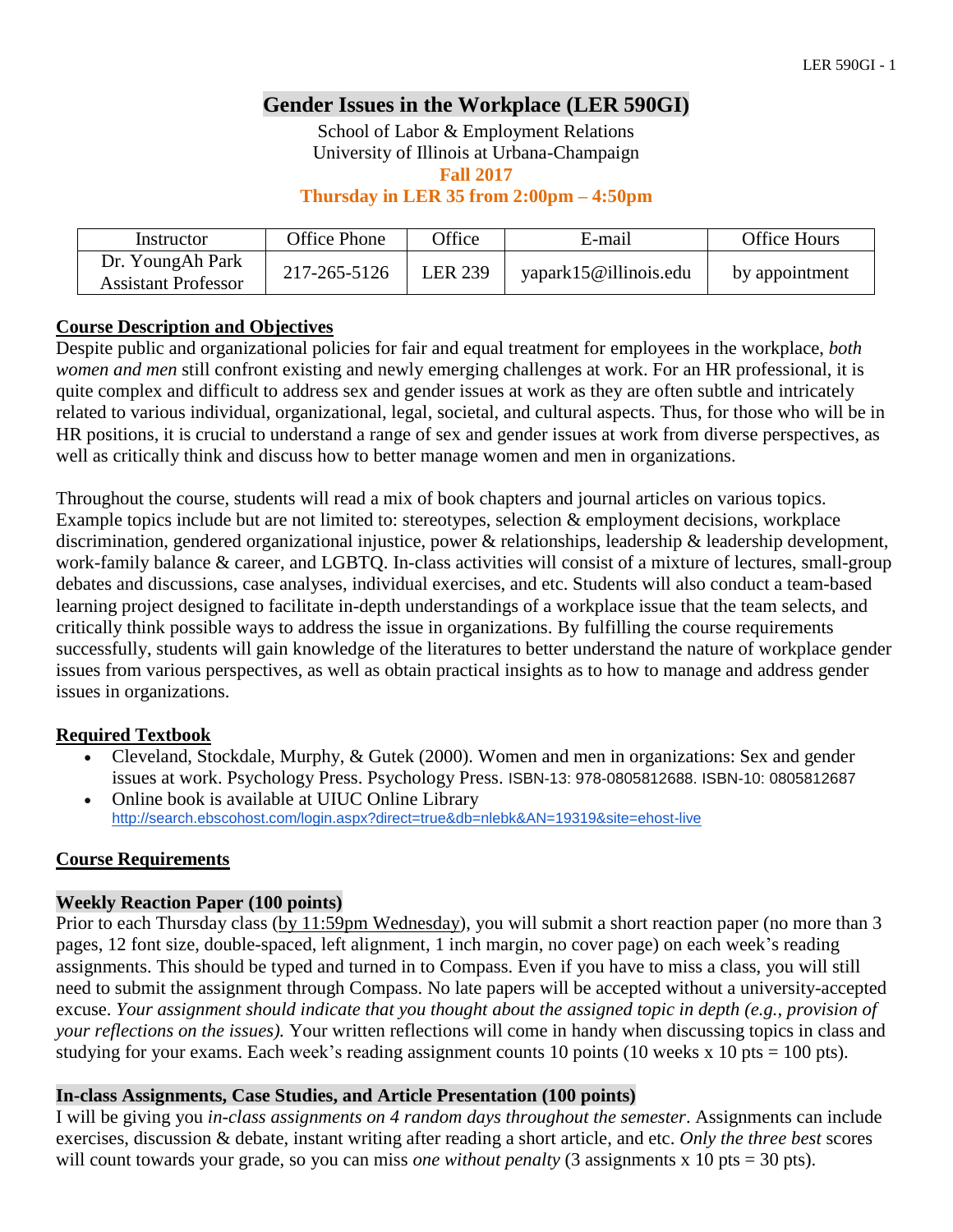# Gender Issues in the Workplace (LER 590GI)

School of Labor & Employment Relations
University of Illinois at Urbana-Champaign
**Fall 2017**
**Thursday in LER 35 from 2:00pm – 4:50pm**

| Instructor | Office Phone | Office | E-mail | Office Hours |
|---|---|---|---|---|
| Dr. YoungAh Park<br>Assistant Professor | 217-265-5126 | LER 239 | yapark15@illinois.edu | by appointment |

## Course Description and Objectives

Despite public and organizational policies for fair and equal treatment for employees in the workplace, *both women and men* still confront existing and newly emerging challenges at work. For an HR professional, it is quite complex and difficult to address sex and gender issues at work as they are often subtle and intricately related to various individual, organizational, legal, societal, and cultural aspects. Thus, for those who will be in HR positions, it is crucial to understand a range of sex and gender issues at work from diverse perspectives, as well as critically think and discuss how to better manage women and men in organizations.

Throughout the course, students will read a mix of book chapters and journal articles on various topics. Example topics include but are not limited to: stereotypes, selection & employment decisions, workplace discrimination, gendered organizational injustice, power & relationships, leadership & leadership development, work-family balance & career, and LGBTQ. In-class activities will consist of a mixture of lectures, small-group debates and discussions, case analyses, individual exercises, and etc. Students will also conduct a team-based learning project designed to facilitate in-depth understandings of a workplace issue that the team selects, and critically think possible ways to address the issue in organizations. By fulfilling the course requirements successfully, students will gain knowledge of the literatures to better understand the nature of workplace gender issues from various perspectives, as well as obtain practical insights as to how to manage and address gender issues in organizations.

## Required Textbook

- Cleveland, Stockdale, Murphy, & Gutek (2000). Women and men in organizations: Sex and gender issues at work. Psychology Press. Psychology Press. ISBN-13: 978-0805812688. ISBN-10: 0805812687
- Online book is available at UIUC Online Library
  http://search.ebscohost.com/login.aspx?direct=true&db=nlebk&AN=19319&site=ehost-live

## Course Requirements

### Weekly Reaction Paper (100 points)

Prior to each Thursday class (by 11:59pm Wednesday), you will submit a short reaction paper (no more than 3 pages, 12 font size, double-spaced, left alignment, 1 inch margin, no cover page) on each week's reading assignments. This should be typed and turned in to Compass. Even if you have to miss a class, you will still need to submit the assignment through Compass. No late papers will be accepted without a university-accepted excuse. *Your assignment should indicate that you thought about the assigned topic in depth (e.g., provision of your reflections on the issues).* Your written reflections will come in handy when discussing topics in class and studying for your exams. Each week's reading assignment counts 10 points (10 weeks x 10 pts = 100 pts).

### In-class Assignments, Case Studies, and Article Presentation (100 points)

I will be giving you *in-class assignments on 4 random days throughout the semester*. Assignments can include exercises, discussion & debate, instant writing after reading a short article, and etc. *Only the three best* scores will count towards your grade, so you can miss *one without penalty* (3 assignments x 10 pts = 30 pts).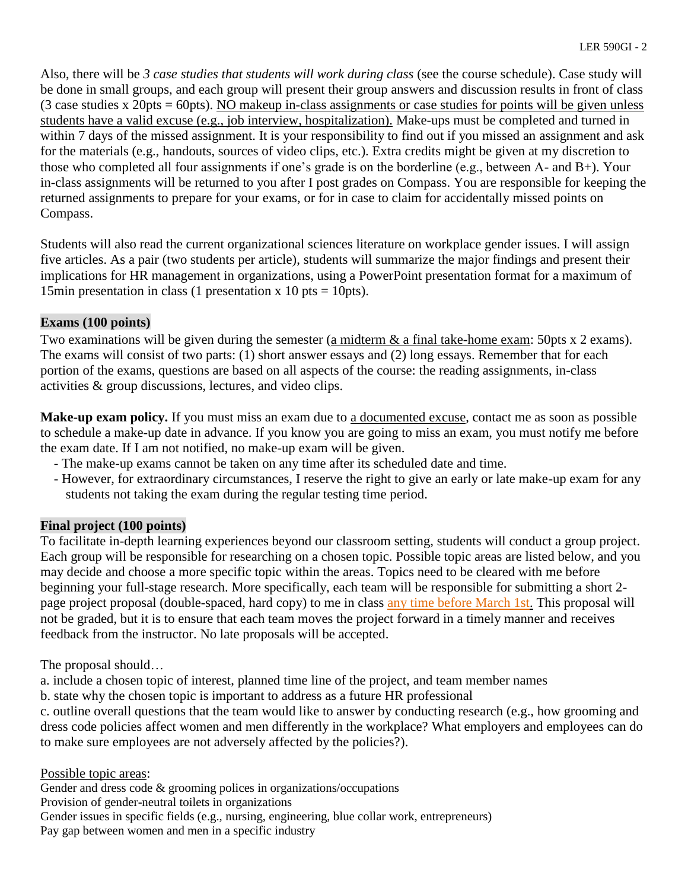Also, there will be *3 case studies that students will work during class* (see the course schedule). Case study will be done in small groups, and each group will present their group answers and discussion results in front of class (3 case studies x 20pts = 60pts). NO makeup in-class assignments or case studies for points will be given unless students have a valid excuse (e.g., job interview, hospitalization). Make-ups must be completed and turned in within 7 days of the missed assignment. It is your responsibility to find out if you missed an assignment and ask for the materials (e.g., handouts, sources of video clips, etc.). Extra credits might be given at my discretion to those who completed all four assignments if one's grade is on the borderline (e.g., between A- and B+). Your in-class assignments will be returned to you after I post grades on Compass. You are responsible for keeping the returned assignments to prepare for your exams, or for in case to claim for accidentally missed points on Compass.

Students will also read the current organizational sciences literature on workplace gender issues. I will assign five articles. As a pair (two students per article), students will summarize the major findings and present their implications for HR management in organizations, using a PowerPoint presentation format for a maximum of 15min presentation in class (1 presentation x 10 pts = 10pts).

## Exams (100 points)

Two examinations will be given during the semester (a midterm & a final take-home exam: 50pts x 2 exams). The exams will consist of two parts: (1) short answer essays and (2) long essays. Remember that for each portion of the exams, questions are based on all aspects of the course: the reading assignments, in-class activities & group discussions, lectures, and video clips.

**Make-up exam policy.** If you must miss an exam due to a documented excuse, contact me as soon as possible to schedule a make-up date in advance. If you know you are going to miss an exam, you must notify me before the exam date. If I am not notified, no make-up exam will be given.

- The make-up exams cannot be taken on any time after its scheduled date and time.
- However, for extraordinary circumstances, I reserve the right to give an early or late make-up exam for any students not taking the exam during the regular testing time period.

## Final project (100 points)

To facilitate in-depth learning experiences beyond our classroom setting, students will conduct a group project. Each group will be responsible for researching on a chosen topic. Possible topic areas are listed below, and you may decide and choose a more specific topic within the areas. Topics need to be cleared with me before beginning your full-stage research. More specifically, each team will be responsible for submitting a short 2-page project proposal (double-spaced, hard copy) to me in class any time before March 1st. This proposal will not be graded, but it is to ensure that each team moves the project forward in a timely manner and receives feedback from the instructor. No late proposals will be accepted.

The proposal should…

a. include a chosen topic of interest, planned time line of the project, and team member names

b. state why the chosen topic is important to address as a future HR professional

c. outline overall questions that the team would like to answer by conducting research (e.g., how grooming and dress code policies affect women and men differently in the workplace? What employers and employees can do to make sure employees are not adversely affected by the policies?).

Possible topic areas:

Gender and dress code & grooming polices in organizations/occupations

Provision of gender-neutral toilets in organizations

Gender issues in specific fields (e.g., nursing, engineering, blue collar work, entrepreneurs)

Pay gap between women and men in a specific industry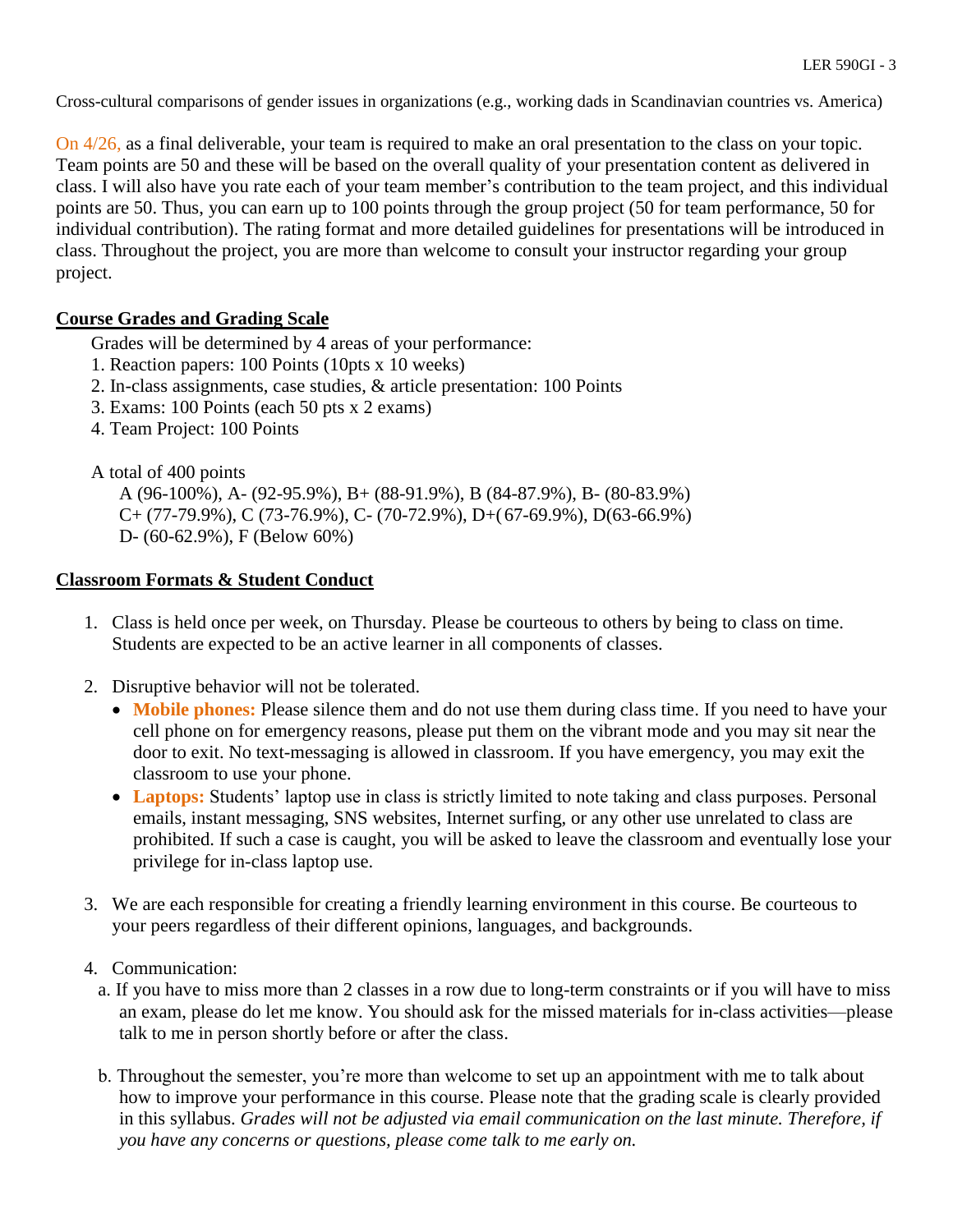Cross-cultural comparisons of gender issues in organizations (e.g., working dads in Scandinavian countries vs. America)

On 4/26, as a final deliverable, your team is required to make an oral presentation to the class on your topic. Team points are 50 and these will be based on the overall quality of your presentation content as delivered in class. I will also have you rate each of your team member's contribution to the team project, and this individual points are 50. Thus, you can earn up to 100 points through the group project (50 for team performance, 50 for individual contribution). The rating format and more detailed guidelines for presentations will be introduced in class. Throughout the project, you are more than welcome to consult your instructor regarding your group project.

## Course Grades and Grading Scale

Grades will be determined by 4 areas of your performance:

1. Reaction papers: 100 Points (10pts x 10 weeks)
2. In-class assignments, case studies, & article presentation: 100 Points
3. Exams: 100 Points (each 50 pts x 2 exams)
4. Team Project: 100 Points

A total of 400 points

A (96-100%), A- (92-95.9%), B+ (88-91.9%), B (84-87.9%), B- (80-83.9%)
C+ (77-79.9%), C (73-76.9%), C- (70-72.9%), D+(67-69.9%), D(63-66.9%)
D- (60-62.9%), F (Below 60%)

## Classroom Formats & Student Conduct

1. Class is held once per week, on Thursday. Please be courteous to others by being to class on time. Students are expected to be an active learner in all components of classes.

2. Disruptive behavior will not be tolerated.
   - **Mobile phones:** Please silence them and do not use them during class time. If you need to have your cell phone on for emergency reasons, please put them on the vibrant mode and you may sit near the door to exit. No text-messaging is allowed in classroom. If you have emergency, you may exit the classroom to use your phone.
   - **Laptops:** Students' laptop use in class is strictly limited to note taking and class purposes. Personal emails, instant messaging, SNS websites, Internet surfing, or any other use unrelated to class are prohibited. If such a case is caught, you will be asked to leave the classroom and eventually lose your privilege for in-class laptop use.

3. We are each responsible for creating a friendly learning environment in this course. Be courteous to your peers regardless of their different opinions, languages, and backgrounds.

4. Communication:

   a. If you have to miss more than 2 classes in a row due to long-term constraints or if you will have to miss an exam, please do let me know. You should ask for the missed materials for in-class activities—please talk to me in person shortly before or after the class.

   b. Throughout the semester, you're more than welcome to set up an appointment with me to talk about how to improve your performance in this course. Please note that the grading scale is clearly provided in this syllabus. *Grades will not be adjusted via email communication on the last minute. Therefore, if you have any concerns or questions, please come talk to me early on.*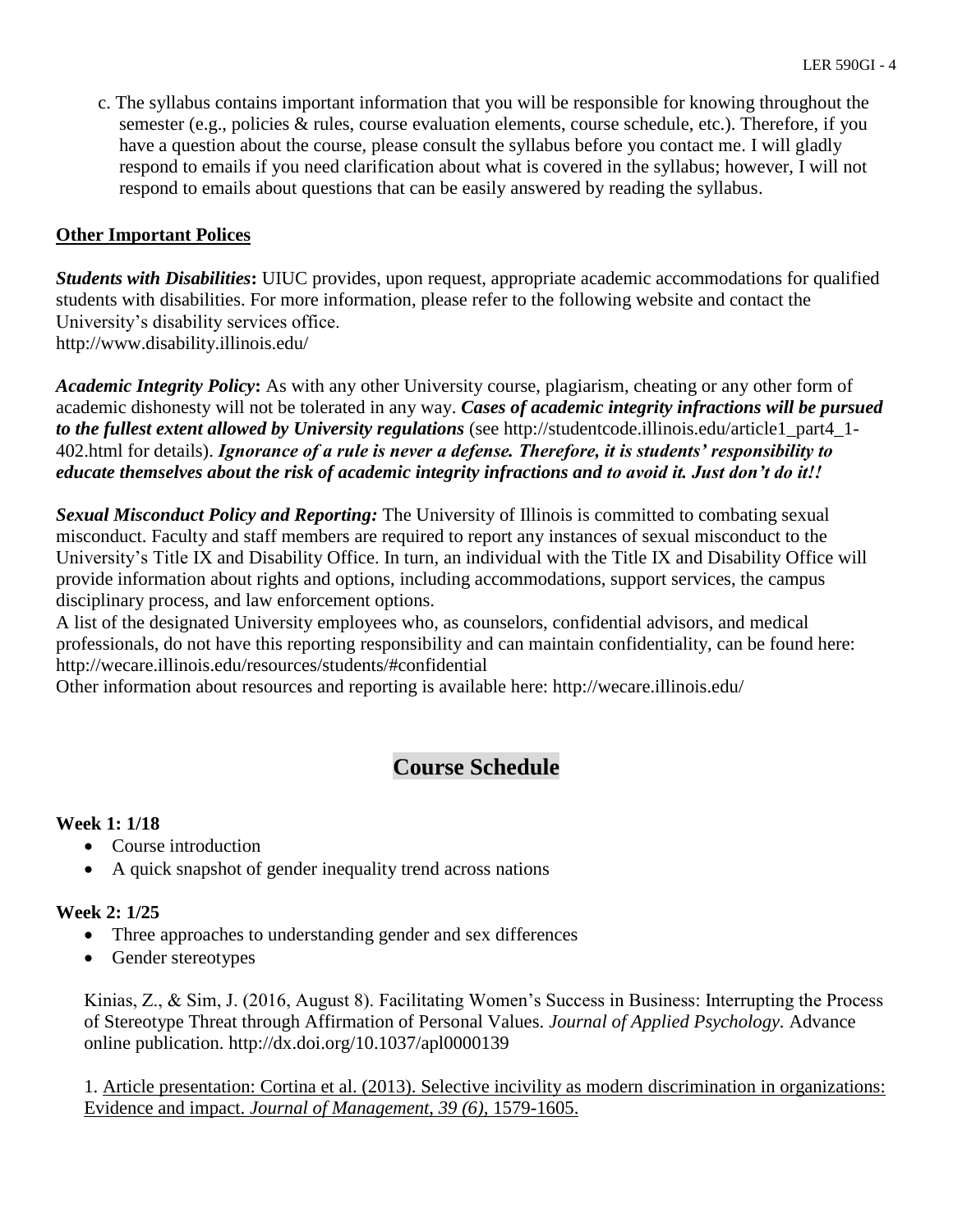c. The syllabus contains important information that you will be responsible for knowing throughout the semester (e.g., policies & rules, course evaluation elements, course schedule, etc.). Therefore, if you have a question about the course, please consult the syllabus before you contact me. I will gladly respond to emails if you need clarification about what is covered in the syllabus; however, I will not respond to emails about questions that can be easily answered by reading the syllabus.

**Other Important Polices**

***Students with Disabilities*:** UIUC provides, upon request, appropriate academic accommodations for qualified students with disabilities. For more information, please refer to the following website and contact the University's disability services office.
http://www.disability.illinois.edu/

***Academic Integrity Policy*:** As with any other University course, plagiarism, cheating or any other form of academic dishonesty will not be tolerated in any way. ***Cases of academic integrity infractions will be pursued to the fullest extent allowed by University regulations*** (see http://studentcode.illinois.edu/article1_part4_1-402.html for details). ***Ignorance of a rule is never a defense. Therefore, it is students' responsibility to educate themselves about the risk of academic integrity infractions and to avoid it. Just don't do it!!***

***Sexual Misconduct Policy and Reporting:*** The University of Illinois is committed to combating sexual misconduct. Faculty and staff members are required to report any instances of sexual misconduct to the University's Title IX and Disability Office. In turn, an individual with the Title IX and Disability Office will provide information about rights and options, including accommodations, support services, the campus disciplinary process, and law enforcement options.
A list of the designated University employees who, as counselors, confidential advisors, and medical professionals, do not have this reporting responsibility and can maintain confidentiality, can be found here: http://wecare.illinois.edu/resources/students/#confidential
Other information about resources and reporting is available here: http://wecare.illinois.edu/

## Course Schedule

**Week 1: 1/18**

- Course introduction
- A quick snapshot of gender inequality trend across nations

**Week 2: 1/25**

- Three approaches to understanding gender and sex differences
- Gender stereotypes

Kinias, Z., & Sim, J. (2016, August 8). Facilitating Women's Success in Business: Interrupting the Process of Stereotype Threat through Affirmation of Personal Values. *Journal of Applied Psychology.* Advance online publication. http://dx.doi.org/10.1037/apl0000139

1. Article presentation: Cortina et al. (2013). Selective incivility as modern discrimination in organizations: Evidence and impact. *Journal of Management, 39 (6)*, 1579-1605.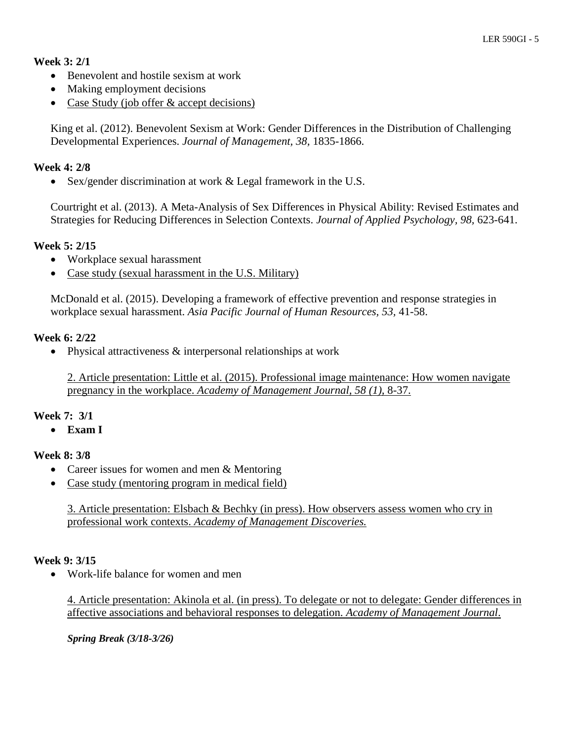**Week 3: 2/1**

- Benevolent and hostile sexism at work
- Making employment decisions
- Case Study (job offer & accept decisions)

King et al. (2012). Benevolent Sexism at Work: Gender Differences in the Distribution of Challenging Developmental Experiences. *Journal of Management, 38,* 1835-1866.

**Week 4: 2/8**

- Sex/gender discrimination at work & Legal framework in the U.S.

Courtright et al. (2013). A Meta-Analysis of Sex Differences in Physical Ability: Revised Estimates and Strategies for Reducing Differences in Selection Contexts. *Journal of Applied Psychology, 98,* 623-641.

**Week 5: 2/15**

- Workplace sexual harassment
- Case study (sexual harassment in the U.S. Military)

McDonald et al. (2015). Developing a framework of effective prevention and response strategies in workplace sexual harassment. *Asia Pacific Journal of Human Resources, 53,* 41-58.

**Week 6: 2/22**

- Physical attractiveness & interpersonal relationships at work

2. Article presentation: Little et al. (2015). Professional image maintenance: How women navigate pregnancy in the workplace. *Academy of Management Journal, 58 (1),* 8-37.

**Week 7: 3/1**

- **Exam I**

**Week 8: 3/8**

- Career issues for women and men & Mentoring
- Case study (mentoring program in medical field)

3. Article presentation: Elsbach & Bechky (in press). How observers assess women who cry in professional work contexts. *Academy of Management Discoveries.*

**Week 9: 3/15**

- Work-life balance for women and men

4. Article presentation: Akinola et al. (in press). To delegate or not to delegate: Gender differences in affective associations and behavioral responses to delegation. *Academy of Management Journal*.

***Spring Break (3/18-3/26)***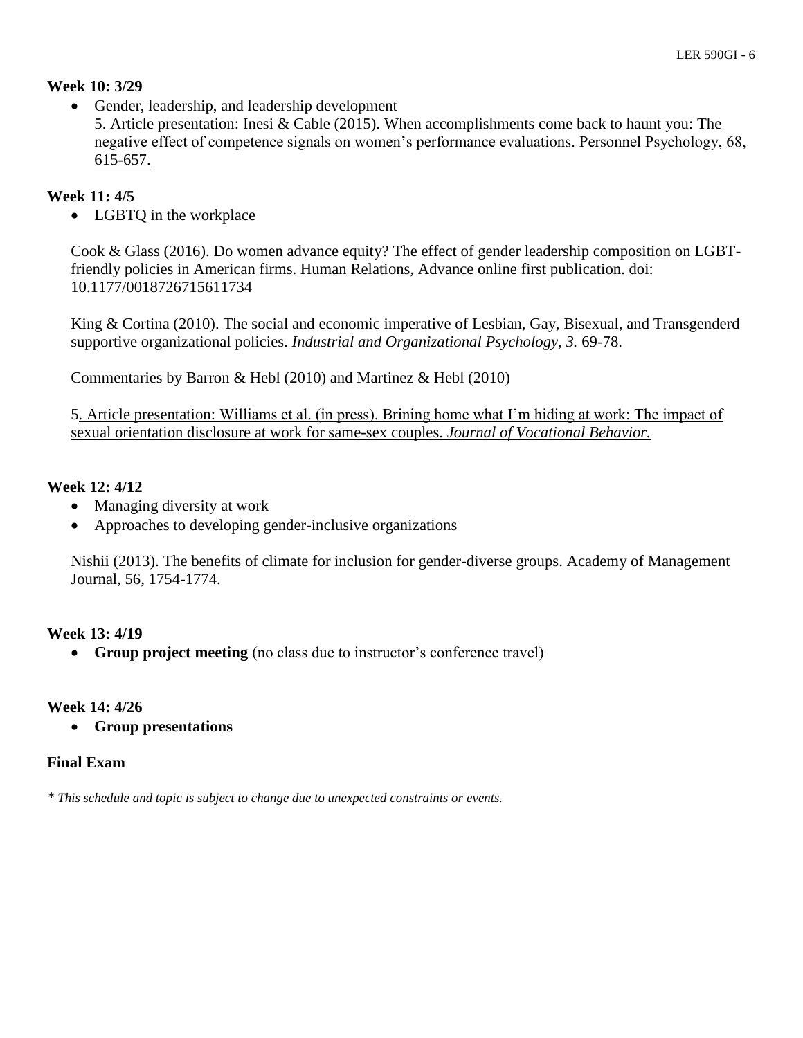**Week 10: 3/29**

- Gender, leadership, and leadership development
  5. Article presentation: Inesi & Cable (2015). When accomplishments come back to haunt you: The negative effect of competence signals on women's performance evaluations. Personnel Psychology, 68, 615-657.

**Week 11: 4/5**

- LGBTQ in the workplace

Cook & Glass (2016). Do women advance equity? The effect of gender leadership composition on LGBT-friendly policies in American firms. Human Relations, Advance online first publication. doi: 10.1177/0018726715611734

King & Cortina (2010). The social and economic imperative of Lesbian, Gay, Bisexual, and Transgenderd supportive organizational policies. *Industrial and Organizational Psychology, 3.* 69-78.

Commentaries by Barron & Hebl (2010) and Martinez & Hebl (2010)

5. Article presentation: Williams et al. (in press). Brining home what I'm hiding at work: The impact of sexual orientation disclosure at work for same-sex couples. *Journal of Vocational Behavior.*

**Week 12: 4/12**

- Managing diversity at work
- Approaches to developing gender-inclusive organizations

Nishii (2013). The benefits of climate for inclusion for gender-diverse groups. Academy of Management Journal, 56, 1754-1774.

**Week 13: 4/19**

- **Group project meeting** (no class due to instructor's conference travel)

**Week 14: 4/26**

- **Group presentations**

**Final Exam**

*\* This schedule and topic is subject to change due to unexpected constraints or events.*